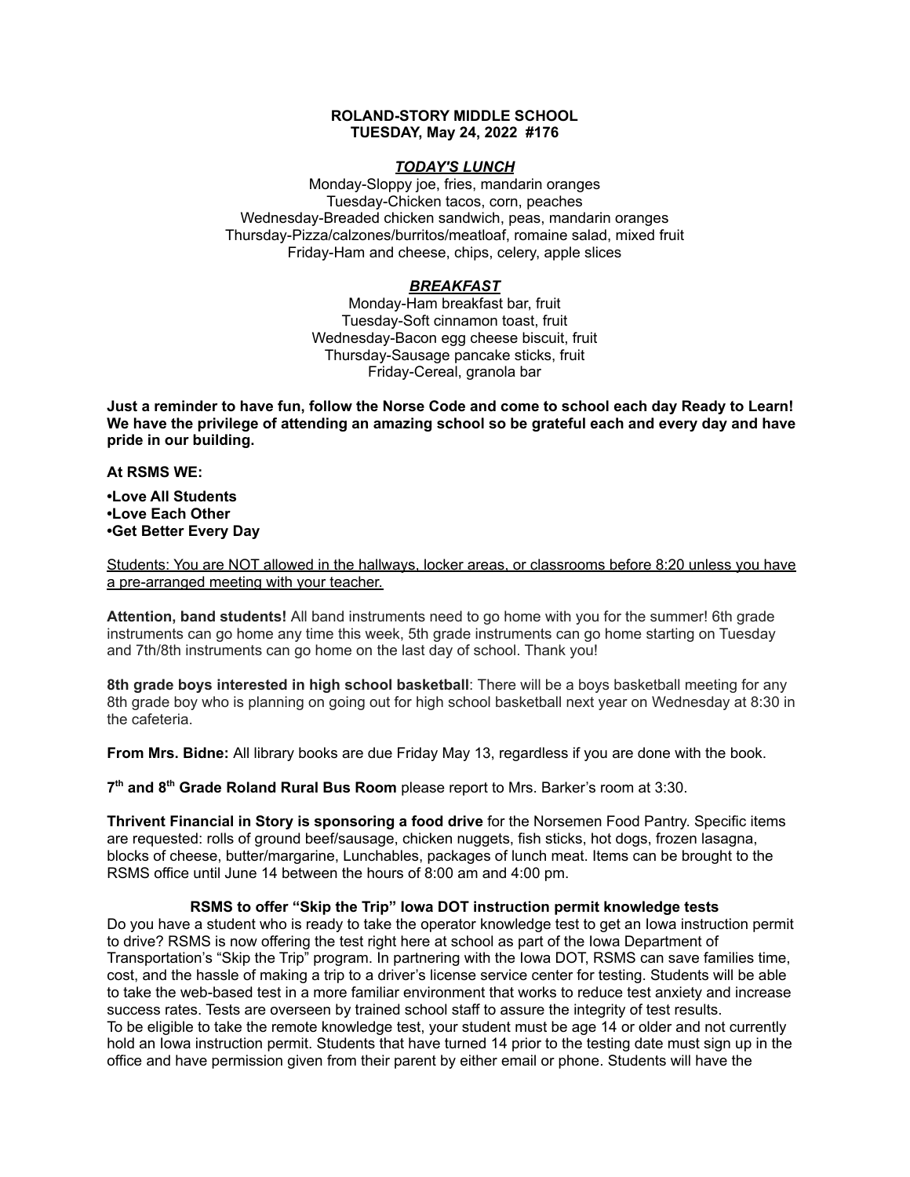**ROLAND-STORY MIDDLE SCHOOL**
**TUESDAY, May 24, 2022 #176**

***TODAY'S LUNCH***

Monday-Sloppy joe, fries, mandarin oranges
Tuesday-Chicken tacos, corn, peaches
Wednesday-Breaded chicken sandwich, peas, mandarin oranges
Thursday-Pizza/calzones/burritos/meatloaf, romaine salad, mixed fruit
Friday-Ham and cheese, chips, celery, apple slices

***BREAKFAST***

Monday-Ham breakfast bar, fruit
Tuesday-Soft cinnamon toast, fruit
Wednesday-Bacon egg cheese biscuit, fruit
Thursday-Sausage pancake sticks, fruit
Friday-Cereal, granola bar

**Just a reminder to have fun, follow the Norse Code and come to school each day Ready to Learn! We have the privilege of attending an amazing school so be grateful each and every day and have pride in our building.**

**At RSMS WE:**

**•Love All Students**
**•Love Each Other**
**•Get Better Every Day**

Students: You are NOT allowed in the hallways, locker areas, or classrooms before 8:20 unless you have a pre-arranged meeting with your teacher.

**Attention, band students!** All band instruments need to go home with you for the summer! 6th grade instruments can go home any time this week, 5th grade instruments can go home starting on Tuesday and 7th/8th instruments can go home on the last day of school. Thank you!

**8th grade boys interested in high school basketball**: There will be a boys basketball meeting for any 8th grade boy who is planning on going out for high school basketball next year on Wednesday at 8:30 in the cafeteria.

**From Mrs. Bidne:** All library books are due Friday May 13, regardless if you are done with the book.

**7th and 8th Grade Roland Rural Bus Room** please report to Mrs. Barker's room at 3:30.

**Thrivent Financial in Story is sponsoring a food drive** for the Norsemen Food Pantry. Specific items are requested: rolls of ground beef/sausage, chicken nuggets, fish sticks, hot dogs, frozen lasagna, blocks of cheese, butter/margarine, Lunchables, packages of lunch meat. Items can be brought to the RSMS office until June 14 between the hours of 8:00 am and 4:00 pm.

**RSMS to offer "Skip the Trip" Iowa DOT instruction permit knowledge tests**

Do you have a student who is ready to take the operator knowledge test to get an Iowa instruction permit to drive? RSMS is now offering the test right here at school as part of the Iowa Department of Transportation's "Skip the Trip" program. In partnering with the Iowa DOT, RSMS can save families time, cost, and the hassle of making a trip to a driver's license service center for testing. Students will be able to take the web-based test in a more familiar environment that works to reduce test anxiety and increase success rates. Tests are overseen by trained school staff to assure the integrity of test results.
To be eligible to take the remote knowledge test, your student must be age 14 or older and not currently hold an Iowa instruction permit. Students that have turned 14 prior to the testing date must sign up in the office and have permission given from their parent by either email or phone. Students will have the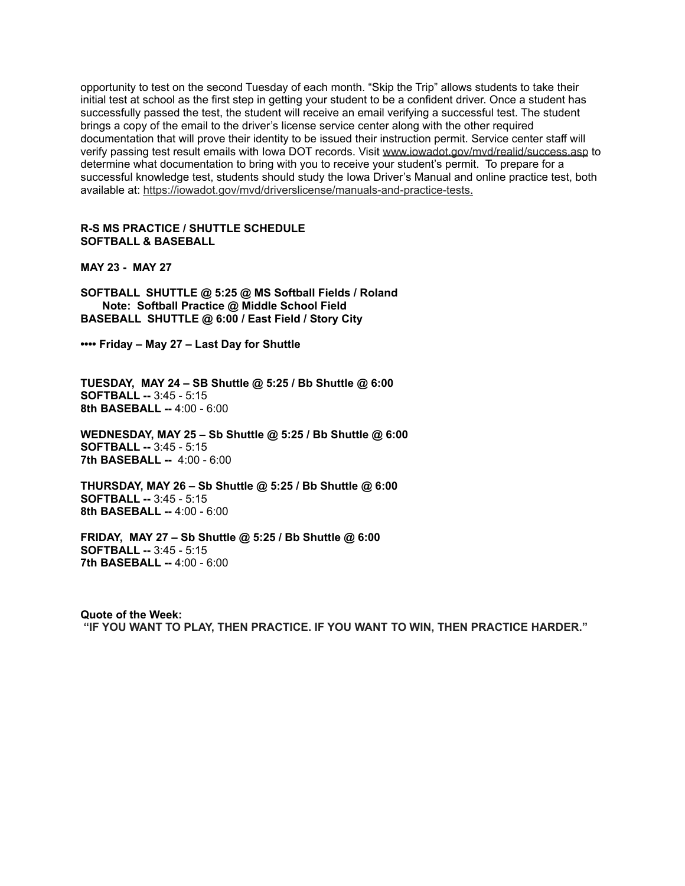opportunity to test on the second Tuesday of each month. “Skip the Trip” allows students to take their initial test at school as the first step in getting your student to be a confident driver. Once a student has successfully passed the test, the student will receive an email verifying a successful test. The student brings a copy of the email to the driver’s license service center along with the other required documentation that will prove their identity to be issued their instruction permit. Service center staff will verify passing test result emails with Iowa DOT records. Visit www.iowadot.gov/mvd/realid/success.asp to determine what documentation to bring with you to receive your student’s permit. To prepare for a successful knowledge test, students should study the Iowa Driver’s Manual and online practice test, both available at: https://iowadot.gov/mvd/driverslicense/manuals-and-practice-tests.

**R-S MS PRACTICE / SHUTTLE SCHEDULE**
**SOFTBALL & BASEBALL**

**MAY 23 - MAY 27**

**SOFTBALL SHUTTLE @ 5:25 @ MS Softball Fields / Roland**
**Note: Softball Practice @ Middle School Field**
**BASEBALL SHUTTLE @ 6:00 / East Field / Story City**

**•••• Friday – May 27 – Last Day for Shuttle**

**TUESDAY, MAY 24 – SB Shuttle @ 5:25 / Bb Shuttle @ 6:00**
**SOFTBALL --** 3:45 - 5:15
**8th BASEBALL --** 4:00 - 6:00

**WEDNESDAY, MAY 25 – Sb Shuttle @ 5:25 / Bb Shuttle @ 6:00**
**SOFTBALL --** 3:45 - 5:15
**7th BASEBALL --** 4:00 - 6:00

**THURSDAY, MAY 26 – Sb Shuttle @ 5:25 / Bb Shuttle @ 6:00**
**SOFTBALL --** 3:45 - 5:15
**8th BASEBALL --** 4:00 - 6:00

**FRIDAY, MAY 27 – Sb Shuttle @ 5:25 / Bb Shuttle @ 6:00**
**SOFTBALL --** 3:45 - 5:15
**7th BASEBALL --** 4:00 - 6:00

**Quote of the Week:**
**“IF YOU WANT TO PLAY, THEN PRACTICE. IF YOU WANT TO WIN, THEN PRACTICE HARDER.”**